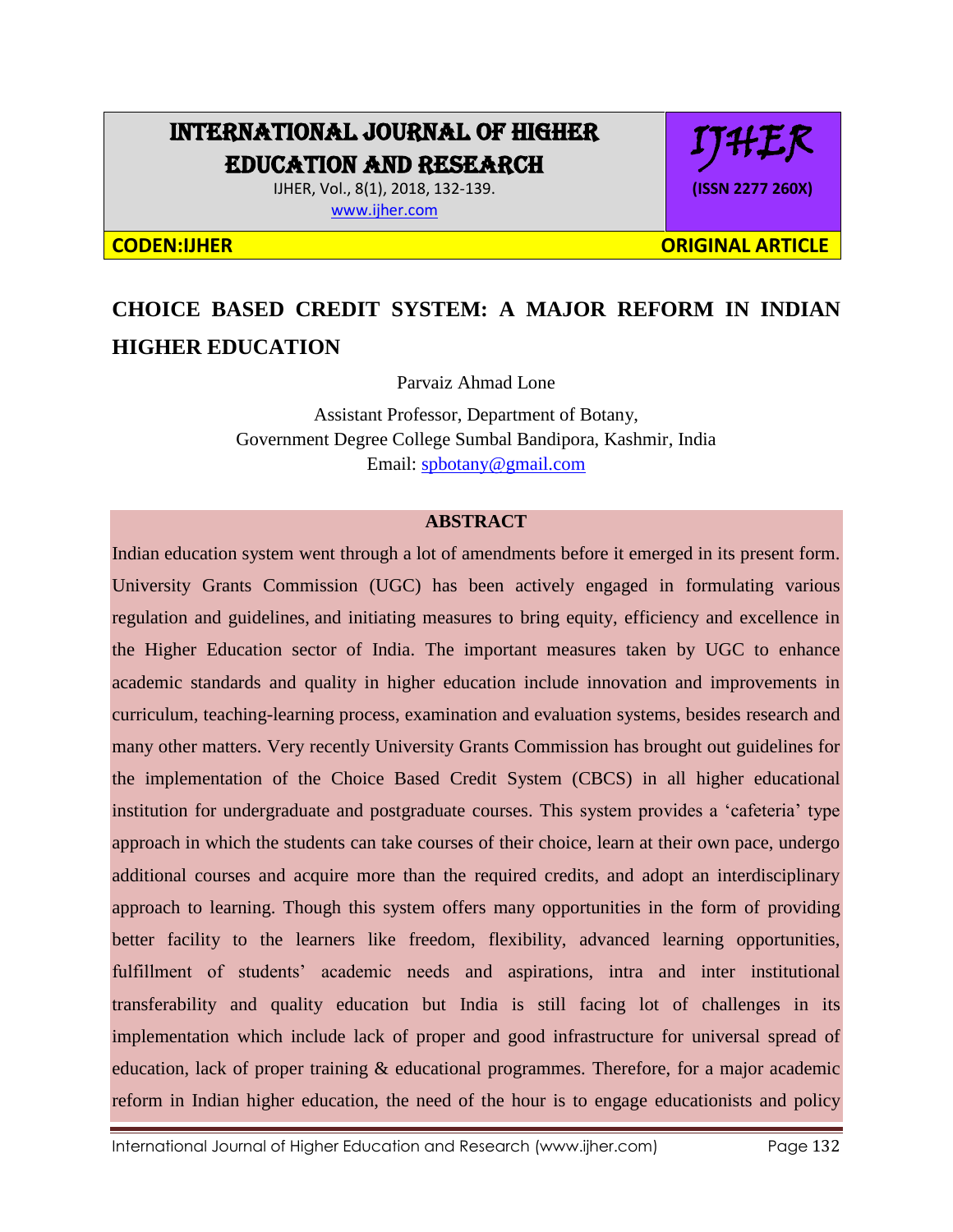# INTERNATIONAL JOURNAL OF HIGHER EDUCATION AND RESEARCH

**CODEN:IJHER** **ORIGINAL ARTICLE**

## CHOICE BASED CREDIT SYSTEM: A MAJOR REFORM IN INDIAN HIGHER EDUCATION

Parvaiz Ahmad Lone

Assistant Professor, Department of Botany,
Government Degree College Sumbal Bandipora, Kashmir, India
Email: spbotany@gmail.com

### ABSTRACT

Indian education system went through a lot of amendments before it emerged in its present form. University Grants Commission (UGC) has been actively engaged in formulating various regulation and guidelines, and initiating measures to bring equity, efficiency and excellence in the Higher Education sector of India. The important measures taken by UGC to enhance academic standards and quality in higher education include innovation and improvements in curriculum, teaching-learning process, examination and evaluation systems, besides research and many other matters. Very recently University Grants Commission has brought out guidelines for the implementation of the Choice Based Credit System (CBCS) in all higher educational institution for undergraduate and postgraduate courses. This system provides a 'cafeteria' type approach in which the students can take courses of their choice, learn at their own pace, undergo additional courses and acquire more than the required credits, and adopt an interdisciplinary approach to learning. Though this system offers many opportunities in the form of providing better facility to the learners like freedom, flexibility, advanced learning opportunities, fulfillment of students' academic needs and aspirations, intra and inter institutional transferability and quality education but India is still facing lot of challenges in its implementation which include lack of proper and good infrastructure for universal spread of education, lack of proper training & educational programmes. Therefore, for a major academic reform in Indian higher education, the need of the hour is to engage educationists and policy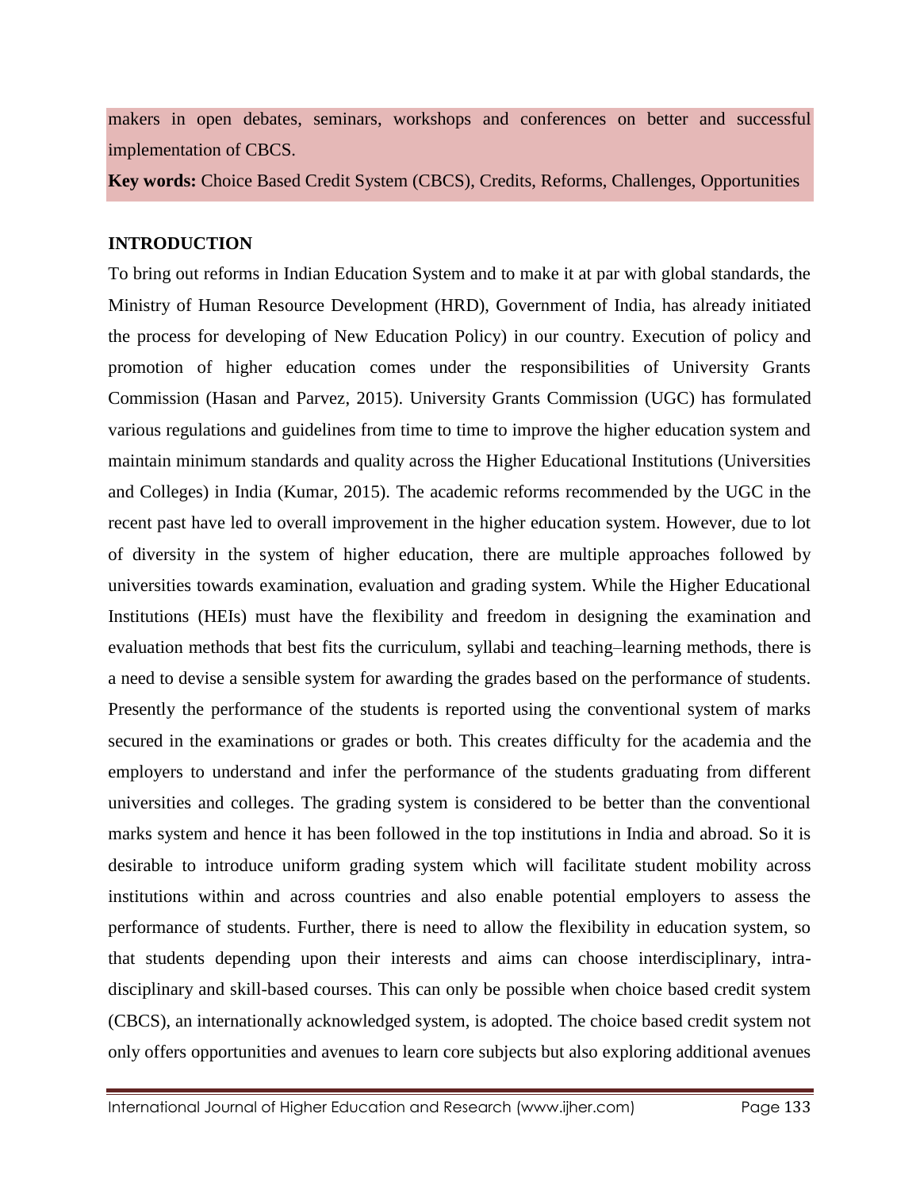makers in open debates, seminars, workshops and conferences on better and successful implementation of CBCS.

**Key words:** Choice Based Credit System (CBCS), Credits, Reforms, Challenges, Opportunities

## INTRODUCTION

To bring out reforms in Indian Education System and to make it at par with global standards, the Ministry of Human Resource Development (HRD), Government of India, has already initiated the process for developing of New Education Policy) in our country. Execution of policy and promotion of higher education comes under the responsibilities of University Grants Commission (Hasan and Parvez, 2015). University Grants Commission (UGC) has formulated various regulations and guidelines from time to time to improve the higher education system and maintain minimum standards and quality across the Higher Educational Institutions (Universities and Colleges) in India (Kumar, 2015). The academic reforms recommended by the UGC in the recent past have led to overall improvement in the higher education system. However, due to lot of diversity in the system of higher education, there are multiple approaches followed by universities towards examination, evaluation and grading system. While the Higher Educational Institutions (HEIs) must have the flexibility and freedom in designing the examination and evaluation methods that best fits the curriculum, syllabi and teaching–learning methods, there is a need to devise a sensible system for awarding the grades based on the performance of students. Presently the performance of the students is reported using the conventional system of marks secured in the examinations or grades or both. This creates difficulty for the academia and the employers to understand and infer the performance of the students graduating from different universities and colleges. The grading system is considered to be better than the conventional marks system and hence it has been followed in the top institutions in India and abroad. So it is desirable to introduce uniform grading system which will facilitate student mobility across institutions within and across countries and also enable potential employers to assess the performance of students. Further, there is need to allow the flexibility in education system, so that students depending upon their interests and aims can choose interdisciplinary, intra-disciplinary and skill-based courses. This can only be possible when choice based credit system (CBCS), an internationally acknowledged system, is adopted. The choice based credit system not only offers opportunities and avenues to learn core subjects but also exploring additional avenues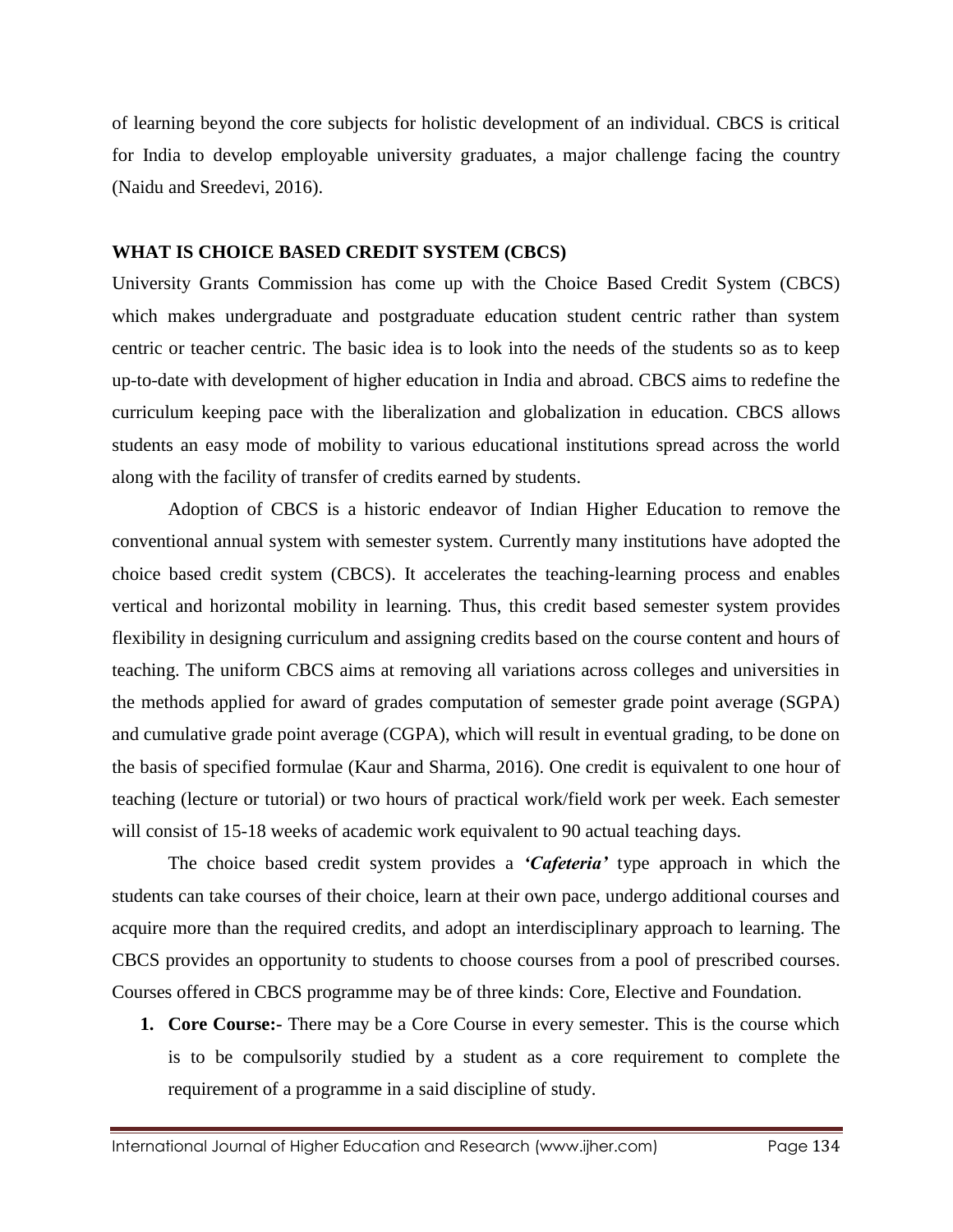of learning beyond the core subjects for holistic development of an individual. CBCS is critical for India to develop employable university graduates, a major challenge facing the country (Naidu and Sreedevi, 2016).

## WHAT IS CHOICE BASED CREDIT SYSTEM (CBCS)

University Grants Commission has come up with the Choice Based Credit System (CBCS) which makes undergraduate and postgraduate education student centric rather than system centric or teacher centric. The basic idea is to look into the needs of the students so as to keep up-to-date with development of higher education in India and abroad. CBCS aims to redefine the curriculum keeping pace with the liberalization and globalization in education. CBCS allows students an easy mode of mobility to various educational institutions spread across the world along with the facility of transfer of credits earned by students.

Adoption of CBCS is a historic endeavor of Indian Higher Education to remove the conventional annual system with semester system. Currently many institutions have adopted the choice based credit system (CBCS). It accelerates the teaching-learning process and enables vertical and horizontal mobility in learning. Thus, this credit based semester system provides flexibility in designing curriculum and assigning credits based on the course content and hours of teaching. The uniform CBCS aims at removing all variations across colleges and universities in the methods applied for award of grades computation of semester grade point average (SGPA) and cumulative grade point average (CGPA), which will result in eventual grading, to be done on the basis of specified formulae (Kaur and Sharma, 2016). One credit is equivalent to one hour of teaching (lecture or tutorial) or two hours of practical work/field work per week. Each semester will consist of 15-18 weeks of academic work equivalent to 90 actual teaching days.

The choice based credit system provides a ***'Cafeteria'*** type approach in which the students can take courses of their choice, learn at their own pace, undergo additional courses and acquire more than the required credits, and adopt an interdisciplinary approach to learning. The CBCS provides an opportunity to students to choose courses from a pool of prescribed courses. Courses offered in CBCS programme may be of three kinds: Core, Elective and Foundation.

1. **Core Course:-** There may be a Core Course in every semester. This is the course which is to be compulsorily studied by a student as a core requirement to complete the requirement of a programme in a said discipline of study.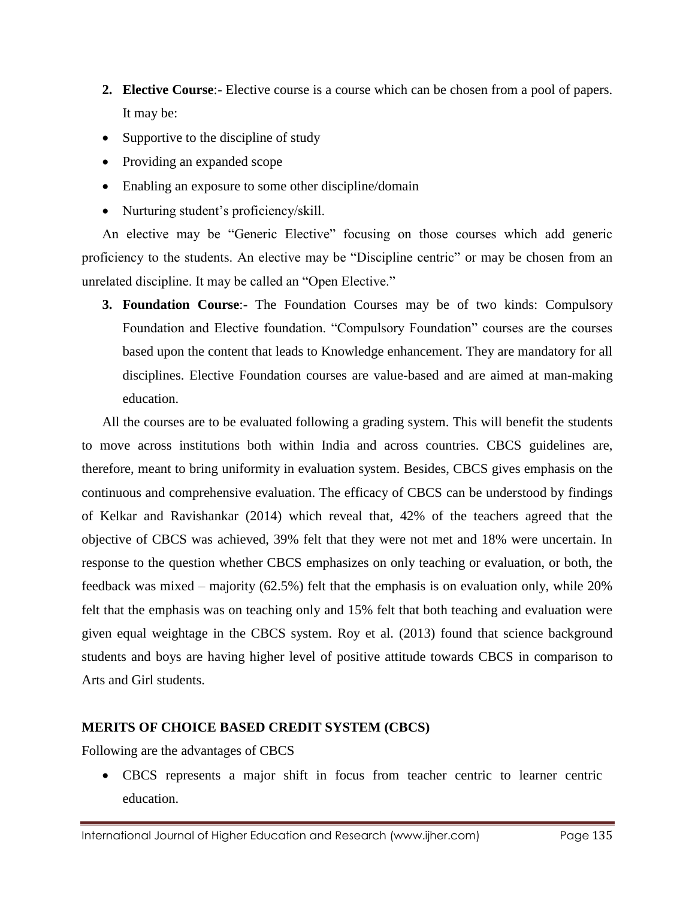2. **Elective Course**:- Elective course is a course which can be chosen from a pool of papers. It may be:

- Supportive to the discipline of study
- Providing an expanded scope
- Enabling an exposure to some other discipline/domain
- Nurturing student's proficiency/skill.

An elective may be "Generic Elective" focusing on those courses which add generic proficiency to the students. An elective may be "Discipline centric" or may be chosen from an unrelated discipline. It may be called an "Open Elective."

3. **Foundation Course**:- The Foundation Courses may be of two kinds: Compulsory Foundation and Elective foundation. "Compulsory Foundation" courses are the courses based upon the content that leads to Knowledge enhancement. They are mandatory for all disciplines. Elective Foundation courses are value-based and are aimed at man-making education.

All the courses are to be evaluated following a grading system. This will benefit the students to move across institutions both within India and across countries. CBCS guidelines are, therefore, meant to bring uniformity in evaluation system. Besides, CBCS gives emphasis on the continuous and comprehensive evaluation. The efficacy of CBCS can be understood by findings of Kelkar and Ravishankar (2014) which reveal that, 42% of the teachers agreed that the objective of CBCS was achieved, 39% felt that they were not met and 18% were uncertain. In response to the question whether CBCS emphasizes on only teaching or evaluation, or both, the feedback was mixed – majority (62.5%) felt that the emphasis is on evaluation only, while 20% felt that the emphasis was on teaching only and 15% felt that both teaching and evaluation were given equal weightage in the CBCS system. Roy et al. (2013) found that science background students and boys are having higher level of positive attitude towards CBCS in comparison to Arts and Girl students.

## MERITS OF CHOICE BASED CREDIT SYSTEM (CBCS)

Following are the advantages of CBCS

- CBCS represents a major shift in focus from teacher centric to learner centric education.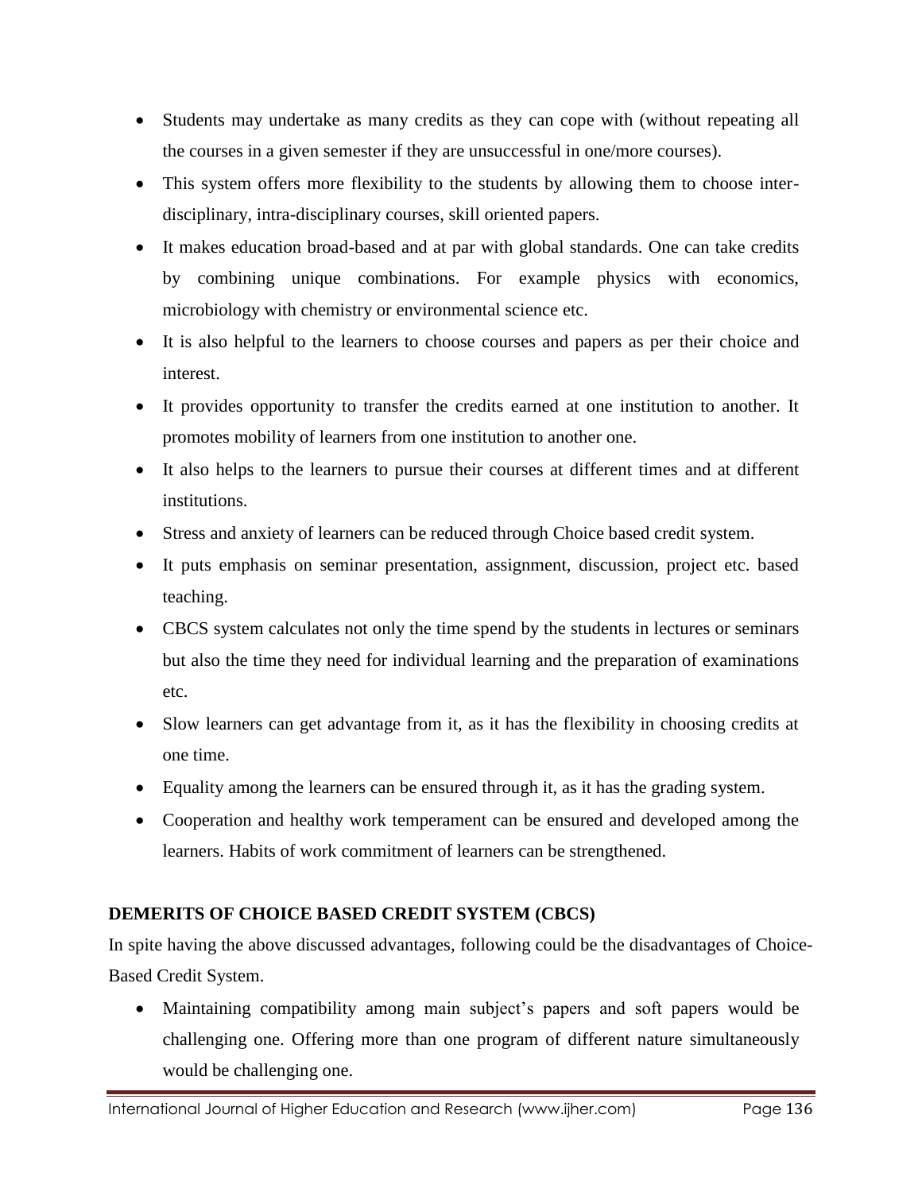- Students may undertake as many credits as they can cope with (without repeating all the courses in a given semester if they are unsuccessful in one/more courses).
- This system offers more flexibility to the students by allowing them to choose inter-disciplinary, intra-disciplinary courses, skill oriented papers.
- It makes education broad-based and at par with global standards. One can take credits by combining unique combinations. For example physics with economics, microbiology with chemistry or environmental science etc.
- It is also helpful to the learners to choose courses and papers as per their choice and interest.
- It provides opportunity to transfer the credits earned at one institution to another. It promotes mobility of learners from one institution to another one.
- It also helps to the learners to pursue their courses at different times and at different institutions.
- Stress and anxiety of learners can be reduced through Choice based credit system.
- It puts emphasis on seminar presentation, assignment, discussion, project etc. based teaching.
- CBCS system calculates not only the time spend by the students in lectures or seminars but also the time they need for individual learning and the preparation of examinations etc.
- Slow learners can get advantage from it, as it has the flexibility in choosing credits at one time.
- Equality among the learners can be ensured through it, as it has the grading system.
- Cooperation and healthy work temperament can be ensured and developed among the learners. Habits of work commitment of learners can be strengthened.

**DEMERITS OF CHOICE BASED CREDIT SYSTEM (CBCS)**

In spite having the above discussed advantages, following could be the disadvantages of Choice-Based Credit System.

- Maintaining compatibility among main subject's papers and soft papers would be challenging one. Offering more than one program of different nature simultaneously would be challenging one.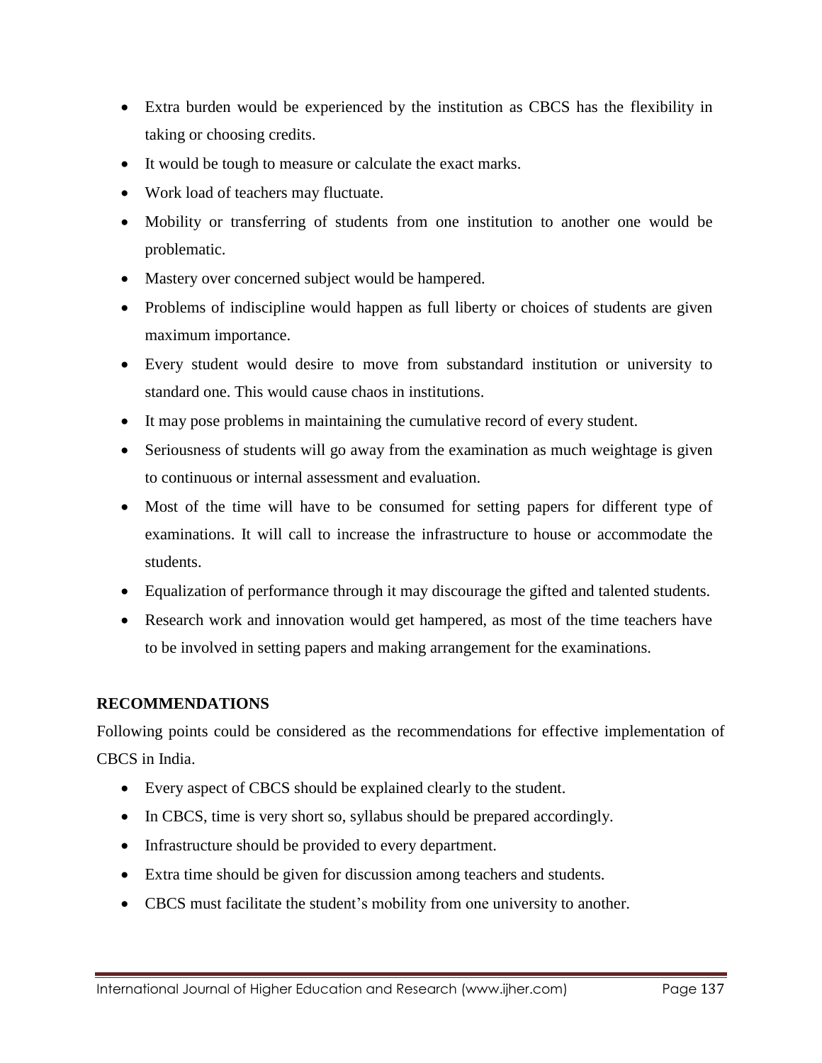- Extra burden would be experienced by the institution as CBCS has the flexibility in taking or choosing credits.
- It would be tough to measure or calculate the exact marks.
- Work load of teachers may fluctuate.
- Mobility or transferring of students from one institution to another one would be problematic.
- Mastery over concerned subject would be hampered.
- Problems of indiscipline would happen as full liberty or choices of students are given maximum importance.
- Every student would desire to move from substandard institution or university to standard one. This would cause chaos in institutions.
- It may pose problems in maintaining the cumulative record of every student.
- Seriousness of students will go away from the examination as much weightage is given to continuous or internal assessment and evaluation.
- Most of the time will have to be consumed for setting papers for different type of examinations. It will call to increase the infrastructure to house or accommodate the students.
- Equalization of performance through it may discourage the gifted and talented students.
- Research work and innovation would get hampered, as most of the time teachers have to be involved in setting papers and making arrangement for the examinations.

## RECOMMENDATIONS

Following points could be considered as the recommendations for effective implementation of CBCS in India.

- Every aspect of CBCS should be explained clearly to the student.
- In CBCS, time is very short so, syllabus should be prepared accordingly.
- Infrastructure should be provided to every department.
- Extra time should be given for discussion among teachers and students.
- CBCS must facilitate the student's mobility from one university to another.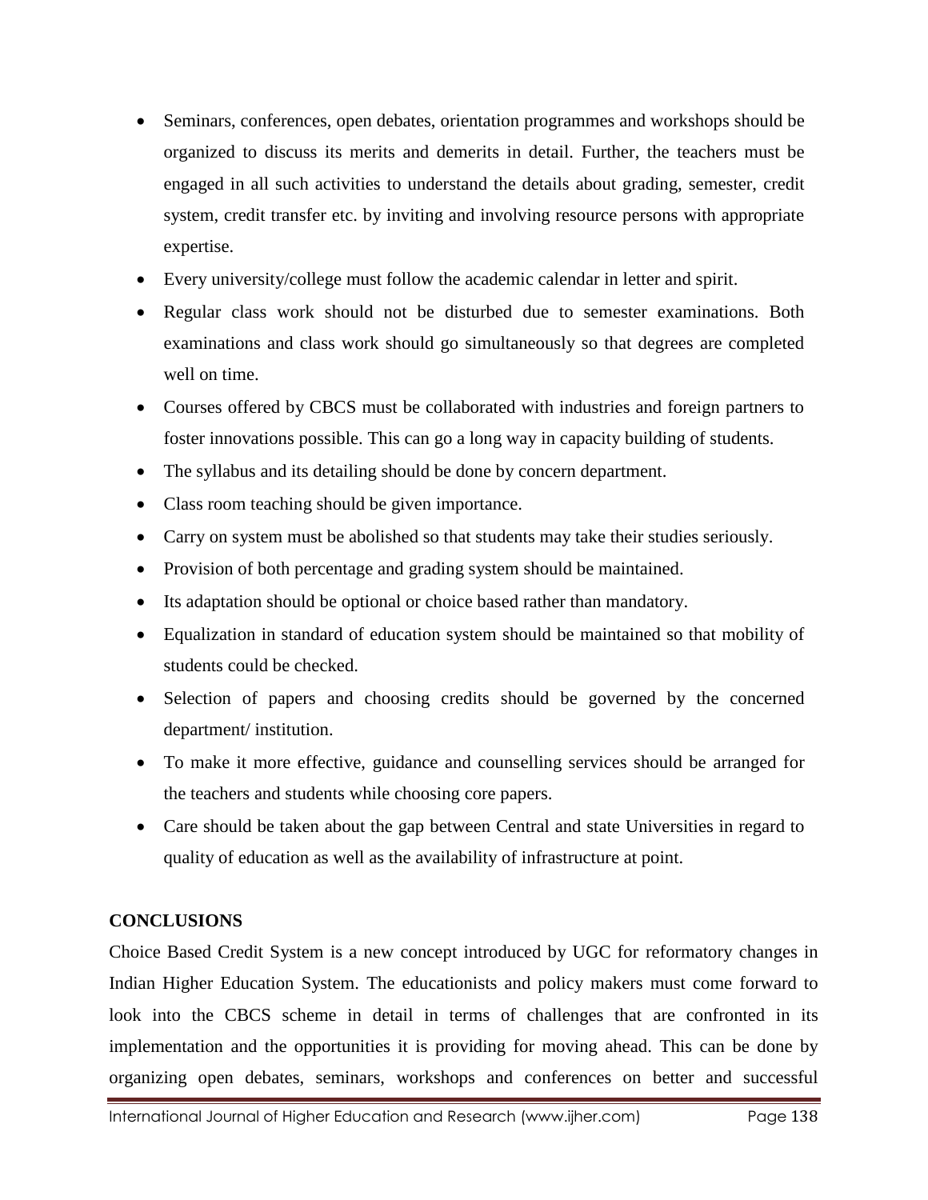- Seminars, conferences, open debates, orientation programmes and workshops should be organized to discuss its merits and demerits in detail. Further, the teachers must be engaged in all such activities to understand the details about grading, semester, credit system, credit transfer etc. by inviting and involving resource persons with appropriate expertise.
- Every university/college must follow the academic calendar in letter and spirit.
- Regular class work should not be disturbed due to semester examinations. Both examinations and class work should go simultaneously so that degrees are completed well on time.
- Courses offered by CBCS must be collaborated with industries and foreign partners to foster innovations possible. This can go a long way in capacity building of students.
- The syllabus and its detailing should be done by concern department.
- Class room teaching should be given importance.
- Carry on system must be abolished so that students may take their studies seriously.
- Provision of both percentage and grading system should be maintained.
- Its adaptation should be optional or choice based rather than mandatory.
- Equalization in standard of education system should be maintained so that mobility of students could be checked.
- Selection of papers and choosing credits should be governed by the concerned department/ institution.
- To make it more effective, guidance and counselling services should be arranged for the teachers and students while choosing core papers.
- Care should be taken about the gap between Central and state Universities in regard to quality of education as well as the availability of infrastructure at point.

**CONCLUSIONS**

Choice Based Credit System is a new concept introduced by UGC for reformatory changes in Indian Higher Education System. The educationists and policy makers must come forward to look into the CBCS scheme in detail in terms of challenges that are confronted in its implementation and the opportunities it is providing for moving ahead. This can be done by organizing open debates, seminars, workshops and conferences on better and successful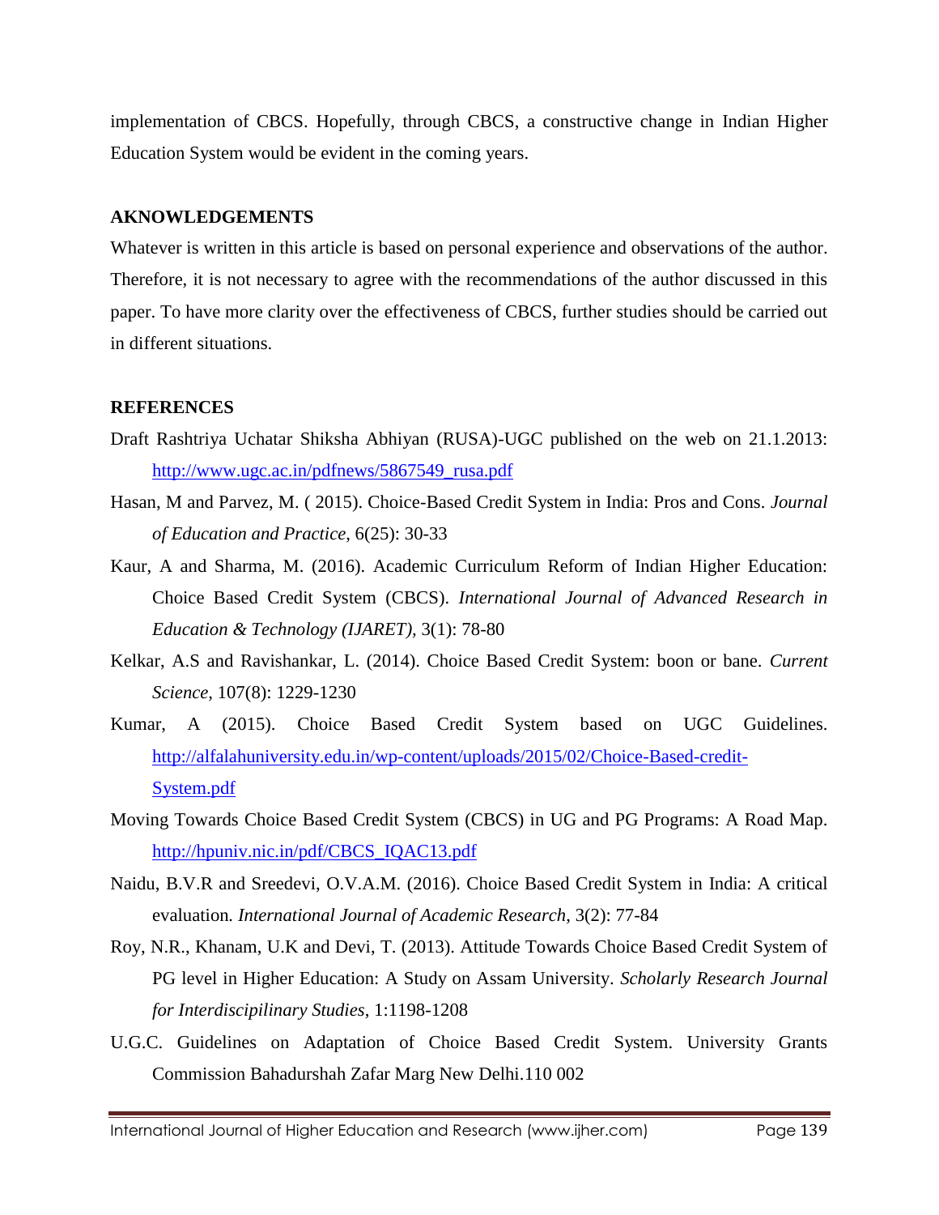implementation of CBCS. Hopefully, through CBCS, a constructive change in Indian Higher Education System would be evident in the coming years.

## AKNOWLEDGEMENTS

Whatever is written in this article is based on personal experience and observations of the author. Therefore, it is not necessary to agree with the recommendations of the author discussed in this paper. To have more clarity over the effectiveness of CBCS, further studies should be carried out in different situations.

## REFERENCES

Draft Rashtriya Uchatar Shiksha Abhiyan (RUSA)-UGC published on the web on 21.1.2013: http://www.ugc.ac.in/pdfnews/5867549_rusa.pdf

Hasan, M and Parvez, M. ( 2015). Choice-Based Credit System in India: Pros and Cons. *Journal of Education and Practice*, 6(25): 30-33

Kaur, A and Sharma, M. (2016). Academic Curriculum Reform of Indian Higher Education: Choice Based Credit System (CBCS). *International Journal of Advanced Research in Education & Technology (IJARET),* 3(1): 78-80

Kelkar, A.S and Ravishankar, L. (2014). Choice Based Credit System: boon or bane. *Current Science*, 107(8): 1229-1230

Kumar, A (2015). Choice Based Credit System based on UGC Guidelines. http://alfalahuniversity.edu.in/wp-content/uploads/2015/02/Choice-Based-credit-System.pdf

Moving Towards Choice Based Credit System (CBCS) in UG and PG Programs: A Road Map. http://hpuniv.nic.in/pdf/CBCS_IQAC13.pdf

Naidu, B.V.R and Sreedevi, O.V.A.M. (2016). Choice Based Credit System in India: A critical evaluation. *International Journal of Academic Research*, 3(2): 77-84

Roy, N.R., Khanam, U.K and Devi, T. (2013). Attitude Towards Choice Based Credit System of PG level in Higher Education: A Study on Assam University. *Scholarly Research Journal for Interdiscipilinary Studies*, 1:1198-1208

U.G.C. Guidelines on Adaptation of Choice Based Credit System. University Grants Commission Bahadurshah Zafar Marg New Delhi.110 002